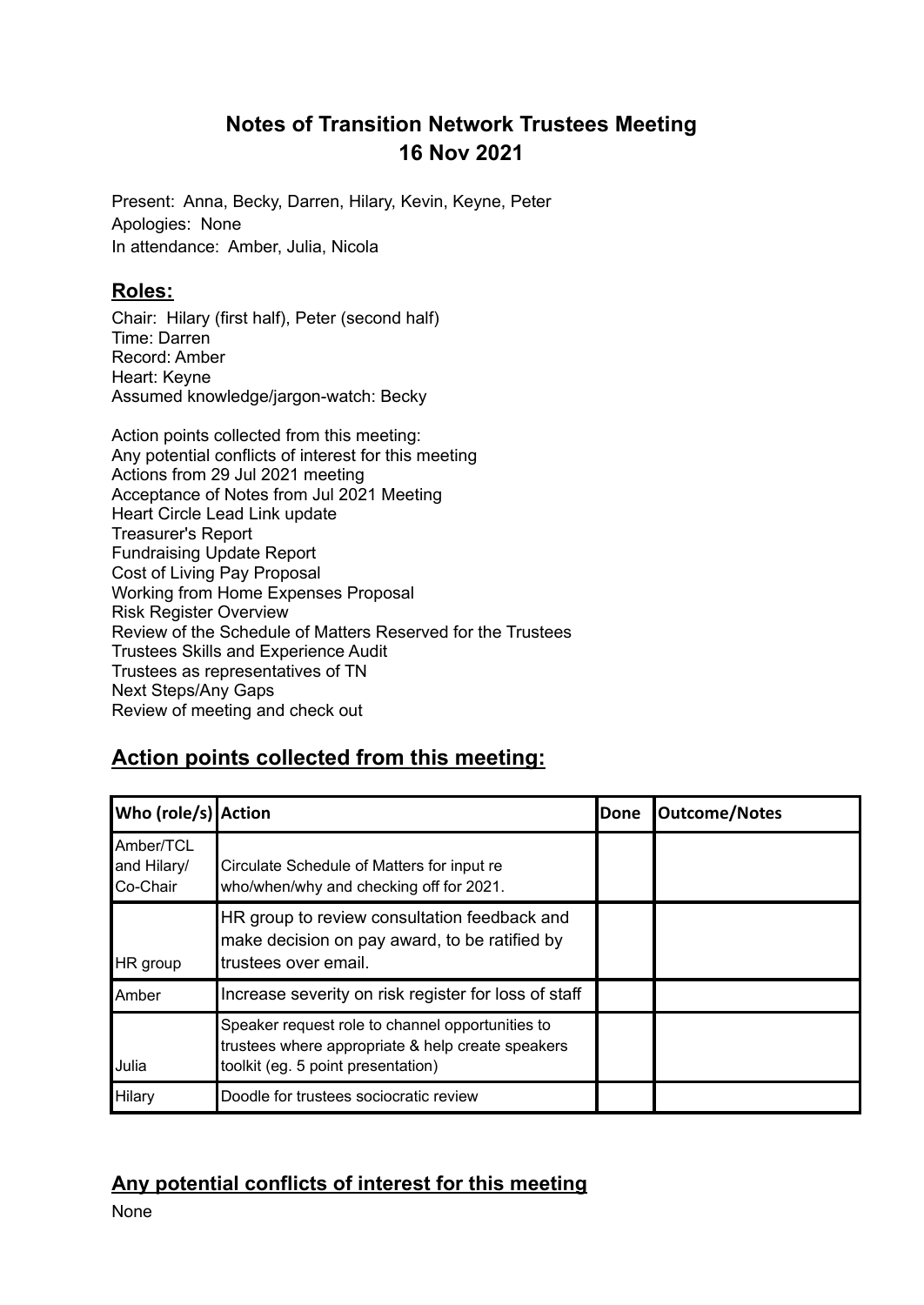# Notes of Transition Network Trustees Meeting
# 16 Nov 2021

Present: Anna, Becky, Darren, Hilary, Kevin, Keyne, Peter
Apologies: None
In attendance: Amber, Julia, Nicola

## Roles:

Chair: Hilary (first half), Peter (second half)
Time: Darren
Record: Amber
Heart: Keyne
Assumed knowledge/jargon-watch: Becky

Action points collected from this meeting:
Any potential conflicts of interest for this meeting
Actions from 29 Jul 2021 meeting
Acceptance of Notes from Jul 2021 Meeting
Heart Circle Lead Link update
Treasurer's Report
Fundraising Update Report
Cost of Living Pay Proposal
Working from Home Expenses Proposal
Risk Register Overview
Review of the Schedule of Matters Reserved for the Trustees
Trustees Skills and Experience Audit
Trustees as representatives of TN
Next Steps/Any Gaps
Review of meeting and check out

## Action points collected from this meeting:

| Who (role/s) | Action | Done | Outcome/Notes |
|---|---|---|---|
| Amber/TCL and Hilary/ Co-Chair | Circulate Schedule of Matters for input re who/when/why and checking off for 2021. | | |
| HR group | HR group to review consultation feedback and make decision on pay award, to be ratified by trustees over email. | | |
| Amber | Increase severity on risk register for loss of staff | | |
| Julia | Speaker request role to channel opportunities to trustees where appropriate & help create speakers toolkit (eg. 5 point presentation) | | |
| Hilary | Doodle for trustees sociocratic review | | |

## Any potential conflicts of interest for this meeting

None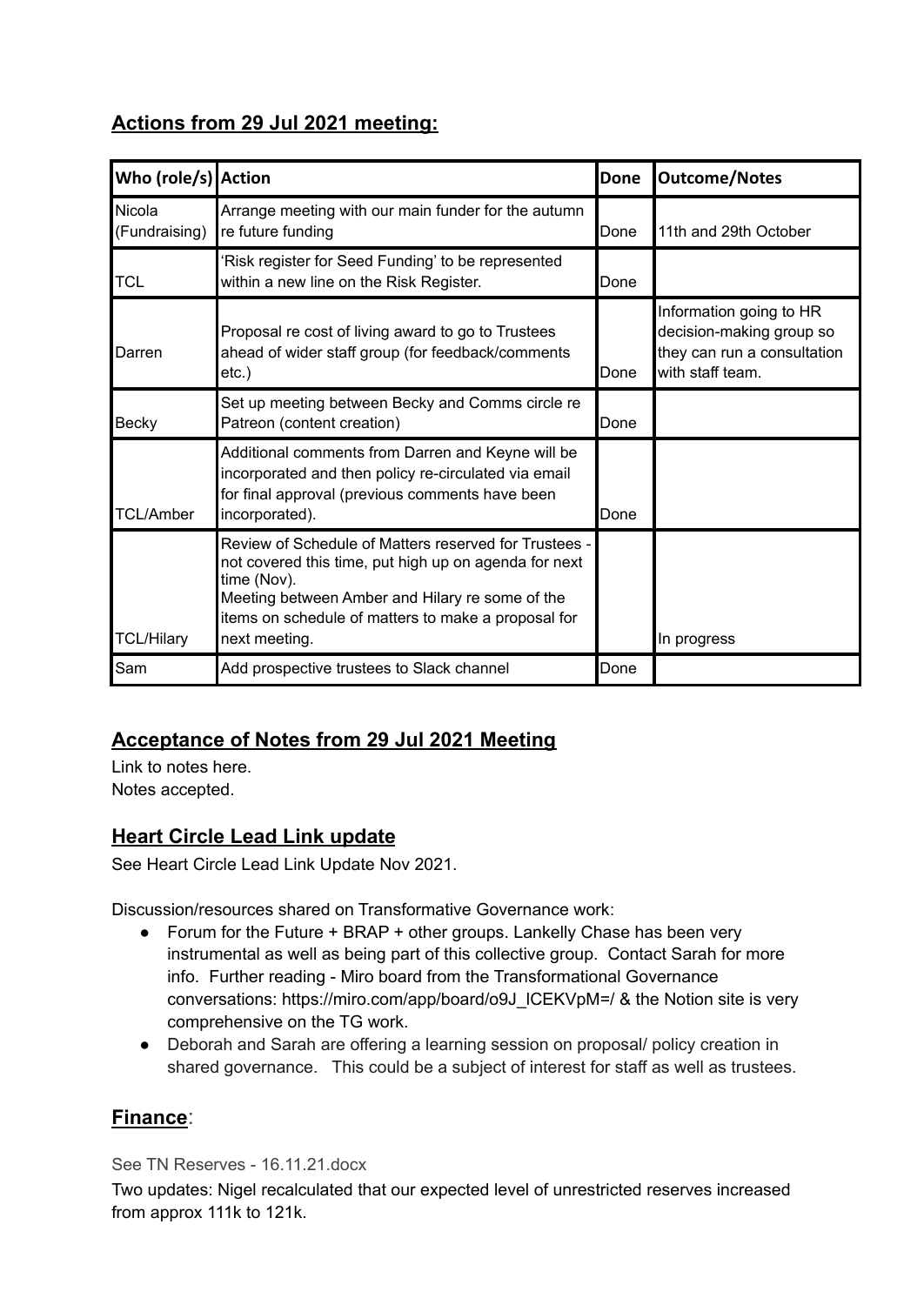## **Actions from 29 Jul 2021 meeting:**

| Who (role/s) | Action | Done | Outcome/Notes |
|---|---|---|---|
| Nicola (Fundraising) | Arrange meeting with our main funder for the autumn re future funding | Done | 11th and 29th October |
| TCL | 'Risk register for Seed Funding' to be represented within a new line on the Risk Register. | Done | |
| Darren | Proposal re cost of living award to go to Trustees ahead of wider staff group (for feedback/comments etc.) | Done | Information going to HR decision-making group so they can run a consultation with staff team. |
| Becky | Set up meeting between Becky and Comms circle re Patreon (content creation) | Done | |
| TCL/Amber | Additional comments from Darren and Keyne will be incorporated and then policy re-circulated via email for final approval (previous comments have been incorporated). | Done | |
| TCL/Hilary | Review of Schedule of Matters reserved for Trustees - not covered this time, put high up on agenda for next time (Nov).<br>Meeting between Amber and Hilary re some of the items on schedule of matters to make a proposal for next meeting. | | In progress |
| Sam | Add prospective trustees to Slack channel | Done | |

## **Acceptance of Notes from 29 Jul 2021 Meeting**

Link to notes here.
Notes accepted.

## **Heart Circle Lead Link update**

See Heart Circle Lead Link Update Nov 2021.

Discussion/resources shared on Transformative Governance work:

- Forum for the Future + BRAP + other groups. Lankelly Chase has been very instrumental as well as being part of this collective group. Contact Sarah for more info. Further reading - Miro board from the Transformational Governance conversations: https://miro.com/app/board/o9J_lCEKVpM=/ & the Notion site is very comprehensive on the TG work.
- Deborah and Sarah are offering a learning session on proposal/ policy creation in shared governance. This could be a subject of interest for staff as well as trustees.

## **Finance**:

See TN Reserves - 16.11.21.docx

Two updates: Nigel recalculated that our expected level of unrestricted reserves increased from approx 111k to 121k.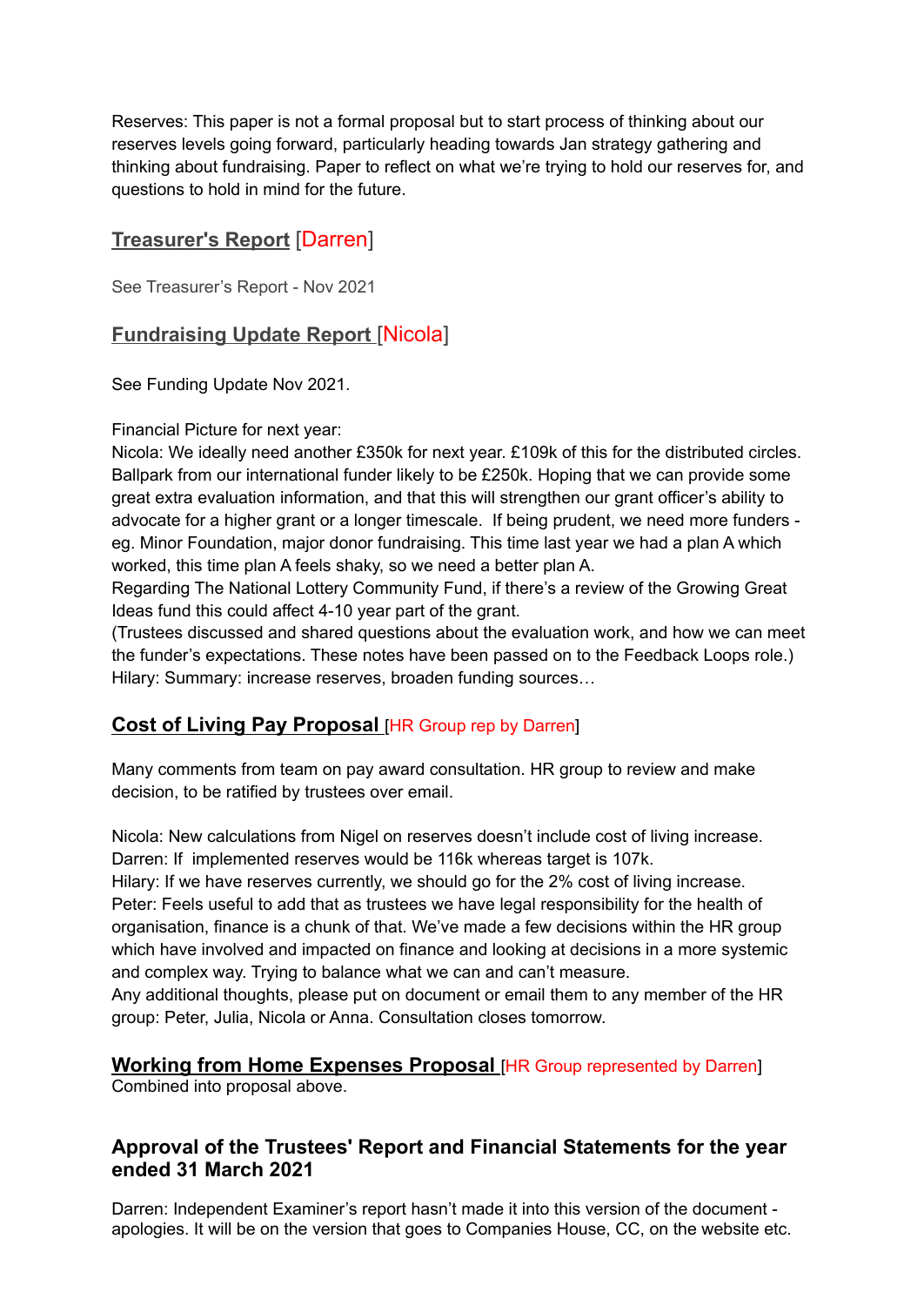Reserves: This paper is not a formal proposal but to start process of thinking about our reserves levels going forward, particularly heading towards Jan strategy gathering and thinking about fundraising. Paper to reflect on what we're trying to hold our reserves for, and questions to hold in mind for the future.

## Treasurer's Report [Darren]

See Treasurer's Report - Nov 2021

## Fundraising Update Report [Nicola]

See Funding Update Nov 2021.

Financial Picture for next year:
Nicola: We ideally need another £350k for next year. £109k of this for the distributed circles. Ballpark from our international funder likely to be £250k. Hoping that we can provide some great extra evaluation information, and that this will strengthen our grant officer's ability to advocate for a higher grant or a longer timescale. If being prudent, we need more funders - eg. Minor Foundation, major donor fundraising. This time last year we had a plan A which worked, this time plan A feels shaky, so we need a better plan A.
Regarding The National Lottery Community Fund, if there's a review of the Growing Great Ideas fund this could affect 4-10 year part of the grant.
(Trustees discussed and shared questions about the evaluation work, and how we can meet the funder's expectations. These notes have been passed on to the Feedback Loops role.)
Hilary: Summary: increase reserves, broaden funding sources…

## Cost of Living Pay Proposal [HR Group rep by Darren]

Many comments from team on pay award consultation. HR group to review and make decision, to be ratified by trustees over email.

Nicola: New calculations from Nigel on reserves doesn't include cost of living increase.
Darren: If implemented reserves would be 116k whereas target is 107k.
Hilary: If we have reserves currently, we should go for the 2% cost of living increase.
Peter: Feels useful to add that as trustees we have legal responsibility for the health of organisation, finance is a chunk of that. We've made a few decisions within the HR group which have involved and impacted on finance and looking at decisions in a more systemic and complex way. Trying to balance what we can and can't measure.
Any additional thoughts, please put on document or email them to any member of the HR group: Peter, Julia, Nicola or Anna. Consultation closes tomorrow.

## Working from Home Expenses Proposal [HR Group represented by Darren]

Combined into proposal above.

## Approval of the Trustees' Report and Financial Statements for the year ended 31 March 2021

Darren: Independent Examiner's report hasn't made it into this version of the document - apologies. It will be on the version that goes to Companies House, CC, on the website etc.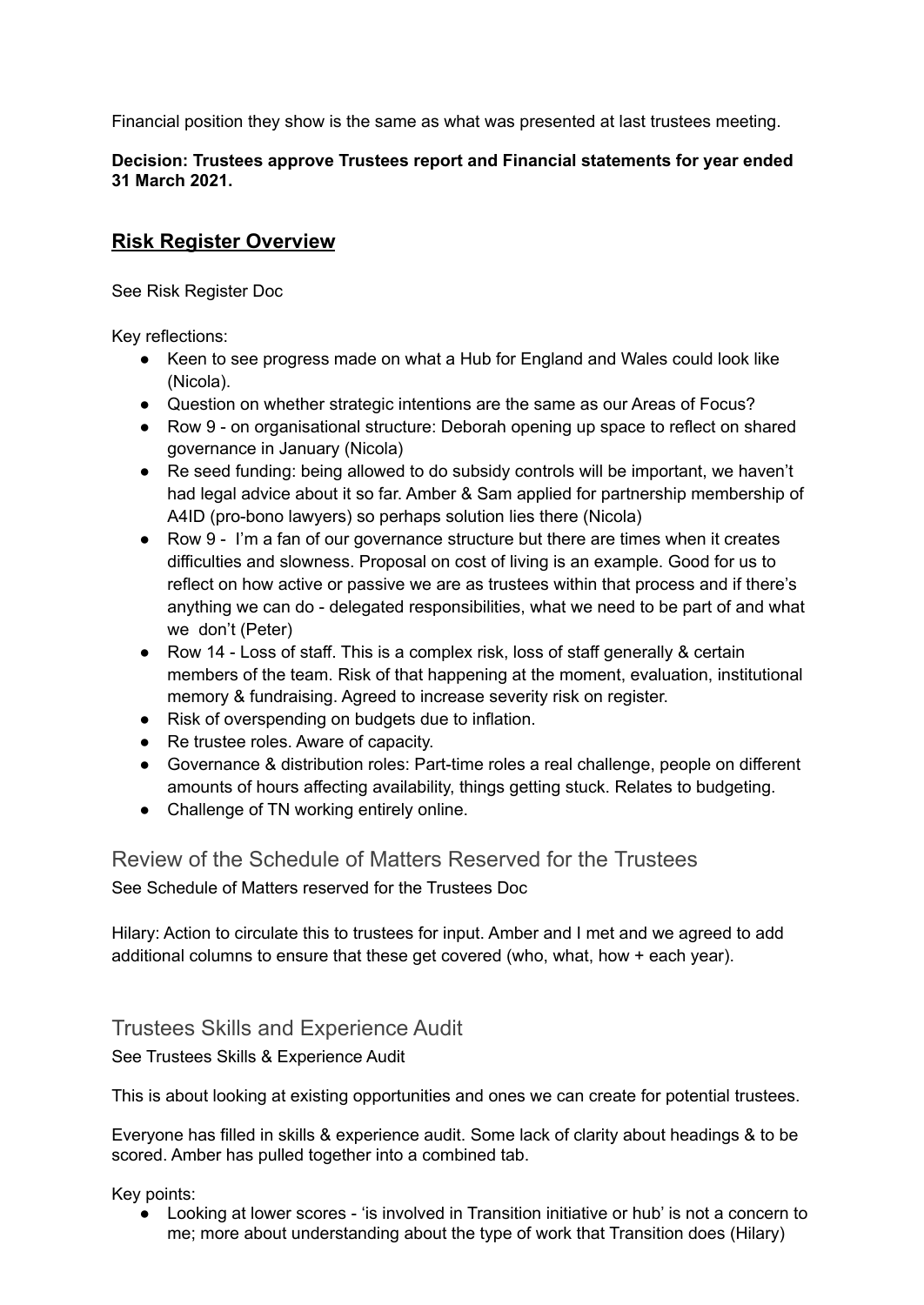Financial position they show is the same as what was presented at last trustees meeting.

**Decision: Trustees approve Trustees report and Financial statements for year ended 31 March 2021.**

## Risk Register Overview

See Risk Register Doc

Key reflections:

- Keen to see progress made on what a Hub for England and Wales could look like (Nicola).
- Question on whether strategic intentions are the same as our Areas of Focus?
- Row 9 - on organisational structure: Deborah opening up space to reflect on shared governance in January (Nicola)
- Re seed funding: being allowed to do subsidy controls will be important, we haven't had legal advice about it so far. Amber & Sam applied for partnership membership of A4ID (pro-bono lawyers) so perhaps solution lies there (Nicola)
- Row 9 - I'm a fan of our governance structure but there are times when it creates difficulties and slowness. Proposal on cost of living is an example. Good for us to reflect on how active or passive we are as trustees within that process and if there's anything we can do - delegated responsibilities, what we need to be part of and what we don't (Peter)
- Row 14 - Loss of staff. This is a complex risk, loss of staff generally & certain members of the team. Risk of that happening at the moment, evaluation, institutional memory & fundraising. Agreed to increase severity risk on register.
- Risk of overspending on budgets due to inflation.
- Re trustee roles. Aware of capacity.
- Governance & distribution roles: Part-time roles a real challenge, people on different amounts of hours affecting availability, things getting stuck. Relates to budgeting.
- Challenge of TN working entirely online.

## Review of the Schedule of Matters Reserved for the Trustees

See Schedule of Matters reserved for the Trustees Doc

Hilary: Action to circulate this to trustees for input. Amber and I met and we agreed to add additional columns to ensure that these get covered (who, what, how + each year).

## Trustees Skills and Experience Audit

See Trustees Skills & Experience Audit

This is about looking at existing opportunities and ones we can create for potential trustees.

Everyone has filled in skills & experience audit. Some lack of clarity about headings & to be scored. Amber has pulled together into a combined tab.

Key points:

- Looking at lower scores - 'is involved in Transition initiative or hub' is not a concern to me; more about understanding about the type of work that Transition does (Hilary)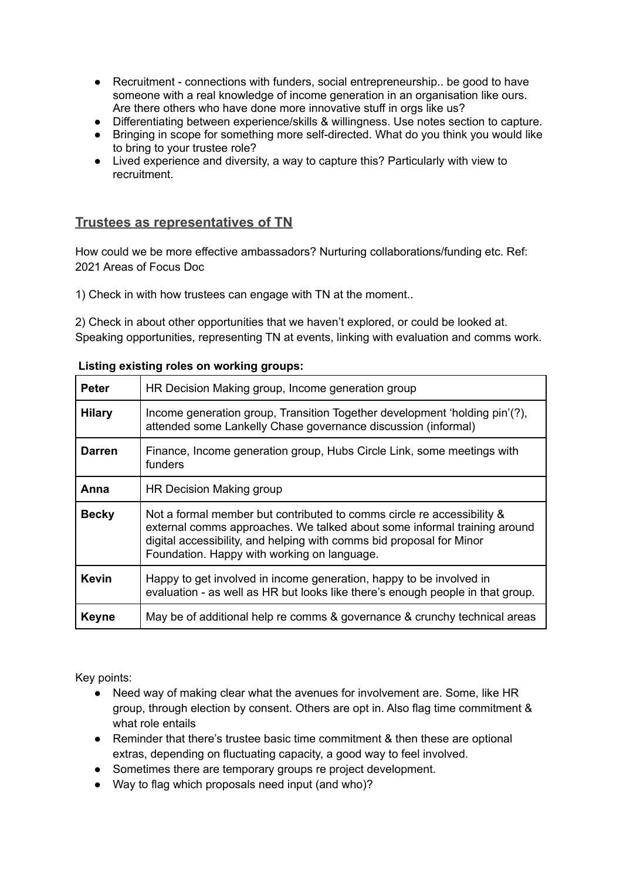- Recruitment - connections with funders, social entrepreneurship.. be good to have someone with a real knowledge of income generation in an organisation like ours. Are there others who have done more innovative stuff in orgs like us?
- Differentiating between experience/skills & willingness. Use notes section to capture.
- Bringing in scope for something more self-directed. What do you think you would like to bring to your trustee role?
- Lived experience and diversity, a way to capture this? Particularly with view to recruitment.

## Trustees as representatives of TN

How could we be more effective ambassadors? Nurturing collaborations/funding etc. Ref: 2021 Areas of Focus Doc

1) Check in with how trustees can engage with TN at the moment..

2) Check in about other opportunities that we haven't explored, or could be looked at. Speaking opportunities, representing TN at events, linking with evaluation and comms work.

**Listing existing roles on working groups:**

| | |
|---|---|
| **Peter** | HR Decision Making group, Income generation group |
| **Hilary** | Income generation group, Transition Together development 'holding pin'(?), attended some Lankelly Chase governance discussion (informal) |
| **Darren** | Finance, Income generation group, Hubs Circle Link, some meetings with funders |
| **Anna** | HR Decision Making group |
| **Becky** | Not a formal member but contributed to comms circle re accessibility & external comms approaches. We talked about some informal training around digital accessibility, and helping with comms bid proposal for Minor Foundation. Happy with working on language. |
| **Kevin** | Happy to get involved in income generation, happy to be involved in evaluation - as well as HR but looks like there's enough people in that group. |
| **Keyne** | May be of additional help re comms & governance & crunchy technical areas |

Key points:

- Need way of making clear what the avenues for involvement are. Some, like HR group, through election by consent. Others are opt in. Also flag time commitment & what role entails
- Reminder that there's trustee basic time commitment & then these are optional extras, depending on fluctuating capacity, a good way to feel involved.
- Sometimes there are temporary groups re project development.
- Way to flag which proposals need input (and who)?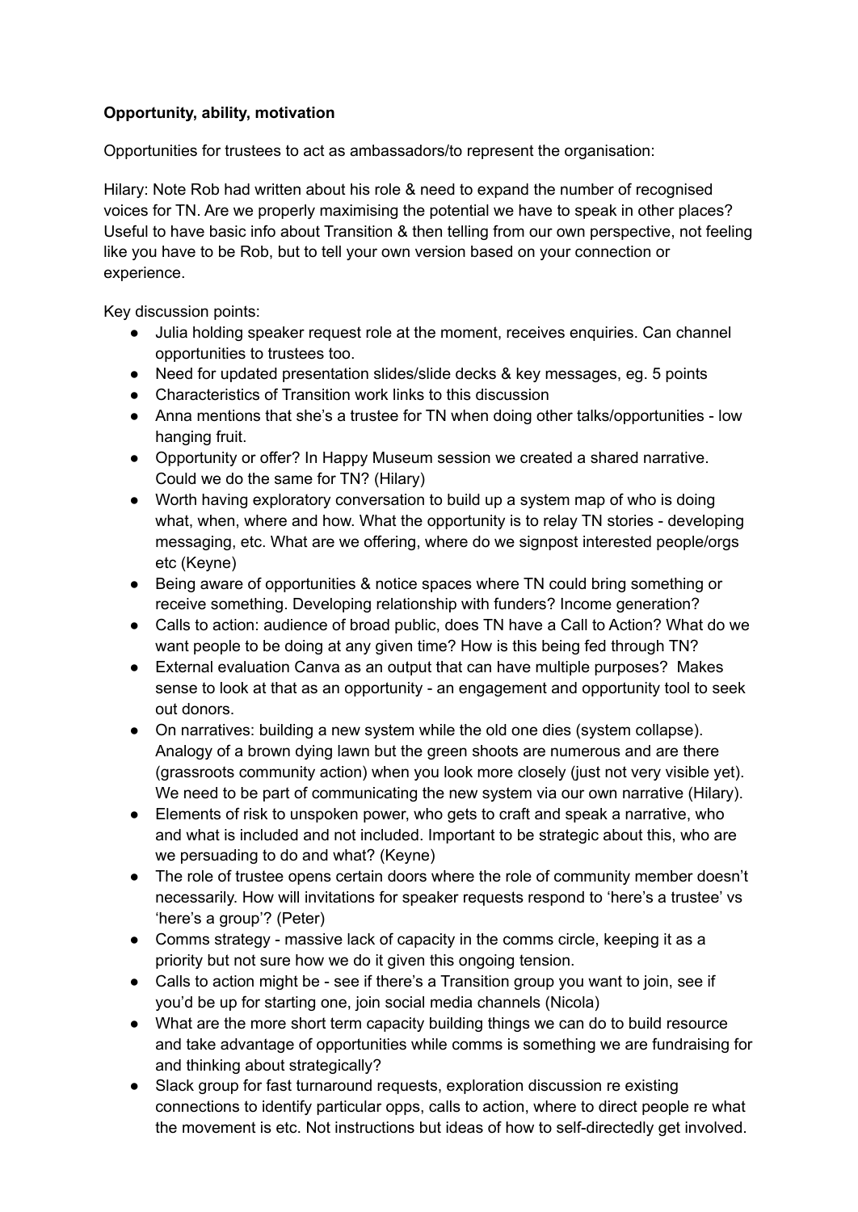**Opportunity, ability, motivation**

Opportunities for trustees to act as ambassadors/to represent the organisation:

Hilary: Note Rob had written about his role & need to expand the number of recognised voices for TN. Are we properly maximising the potential we have to speak in other places? Useful to have basic info about Transition & then telling from our own perspective, not feeling like you have to be Rob, but to tell your own version based on your connection or experience.

Key discussion points:

- Julia holding speaker request role at the moment, receives enquiries. Can channel opportunities to trustees too.
- Need for updated presentation slides/slide decks & key messages, eg. 5 points
- Characteristics of Transition work links to this discussion
- Anna mentions that she's a trustee for TN when doing other talks/opportunities - low hanging fruit.
- Opportunity or offer? In Happy Museum session we created a shared narrative. Could we do the same for TN? (Hilary)
- Worth having exploratory conversation to build up a system map of who is doing what, when, where and how. What the opportunity is to relay TN stories - developing messaging, etc. What are we offering, where do we signpost interested people/orgs etc (Keyne)
- Being aware of opportunities & notice spaces where TN could bring something or receive something. Developing relationship with funders? Income generation?
- Calls to action: audience of broad public, does TN have a Call to Action? What do we want people to be doing at any given time? How is this being fed through TN?
- External evaluation Canva as an output that can have multiple purposes? Makes sense to look at that as an opportunity - an engagement and opportunity tool to seek out donors.
- On narratives: building a new system while the old one dies (system collapse). Analogy of a brown dying lawn but the green shoots are numerous and are there (grassroots community action) when you look more closely (just not very visible yet). We need to be part of communicating the new system via our own narrative (Hilary).
- Elements of risk to unspoken power, who gets to craft and speak a narrative, who and what is included and not included. Important to be strategic about this, who are we persuading to do and what? (Keyne)
- The role of trustee opens certain doors where the role of community member doesn't necessarily. How will invitations for speaker requests respond to 'here's a trustee' vs 'here's a group'? (Peter)
- Comms strategy - massive lack of capacity in the comms circle, keeping it as a priority but not sure how we do it given this ongoing tension.
- Calls to action might be - see if there's a Transition group you want to join, see if you'd be up for starting one, join social media channels (Nicola)
- What are the more short term capacity building things we can do to build resource and take advantage of opportunities while comms is something we are fundraising for and thinking about strategically?
- Slack group for fast turnaround requests, exploration discussion re existing connections to identify particular opps, calls to action, where to direct people re what the movement is etc. Not instructions but ideas of how to self-directedly get involved.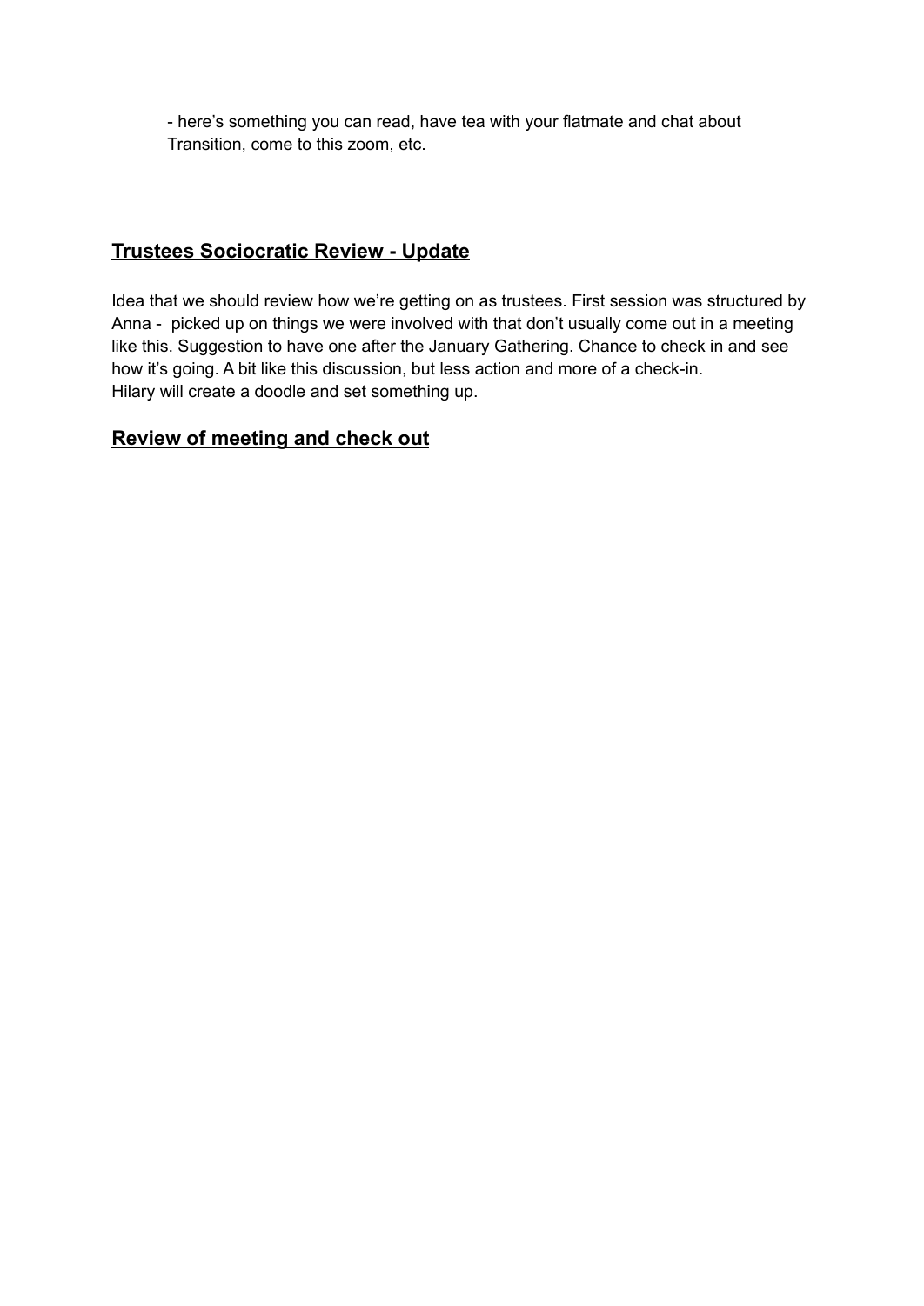- here's something you can read, have tea with your flatmate and chat about Transition, come to this zoom, etc.

## **Trustees Sociocratic Review - Update**

Idea that we should review how we're getting on as trustees. First session was structured by Anna - picked up on things we were involved with that don't usually come out in a meeting like this. Suggestion to have one after the January Gathering. Chance to check in and see how it's going. A bit like this discussion, but less action and more of a check-in.
Hilary will create a doodle and set something up.

## **Review of meeting and check out**